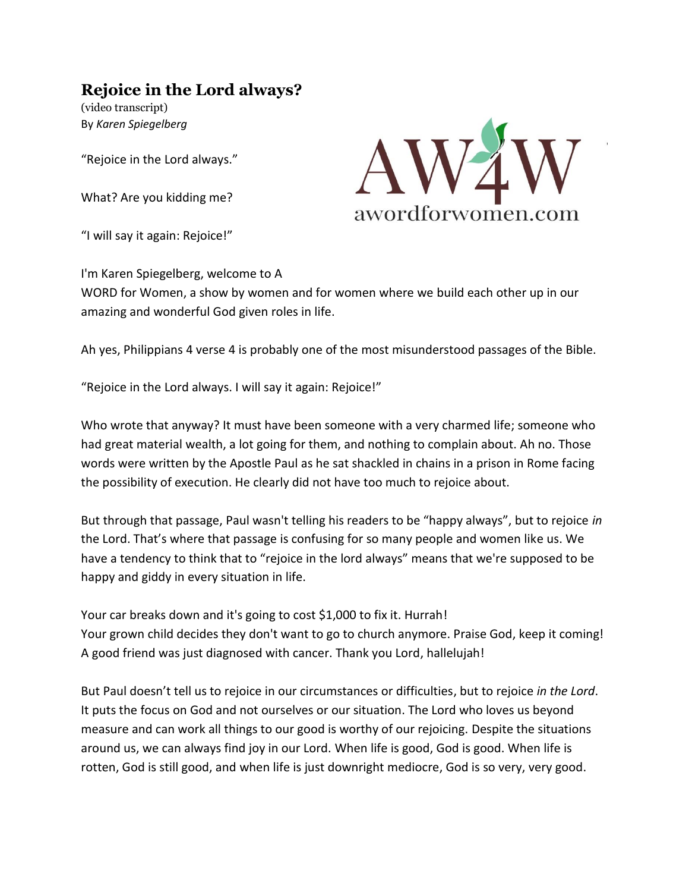# Rejoice in the Lord always?

(video transcript)
By *Karen Spiegelberg*

"Rejoice in the Lord always."

What? Are you kidding me?

"I will say it again: Rejoice!"

I'm Karen Spiegelberg, welcome to A WORD for Women, a show by women and for women where we build each other up in our amazing and wonderful God given roles in life.

Ah yes, Philippians 4 verse 4 is probably one of the most misunderstood passages of the Bible.

"Rejoice in the Lord always. I will say it again: Rejoice!"

Who wrote that anyway? It must have been someone with a very charmed life; someone who had great material wealth, a lot going for them, and nothing to complain about. Ah no. Those words were written by the Apostle Paul as he sat shackled in chains in a prison in Rome facing the possibility of execution. He clearly did not have too much to rejoice about.

But through that passage, Paul wasn't telling his readers to be "happy always", but to rejoice *in* the Lord. That's where that passage is confusing for so many people and women like us. We have a tendency to think that to "rejoice in the lord always" means that we're supposed to be happy and giddy in every situation in life.

Your car breaks down and it's going to cost $1,000 to fix it. Hurrah!
Your grown child decides they don't want to go to church anymore. Praise God, keep it coming!
A good friend was just diagnosed with cancer. Thank you Lord, hallelujah!

But Paul doesn't tell us to rejoice in our circumstances or difficulties, but to rejoice *in the Lord*. It puts the focus on God and not ourselves or our situation. The Lord who loves us beyond measure and can work all things to our good is worthy of our rejoicing. Despite the situations around us, we can always find joy in our Lord. When life is good, God is good. When life is rotten, God is still good, and when life is just downright mediocre, God is so very, very good.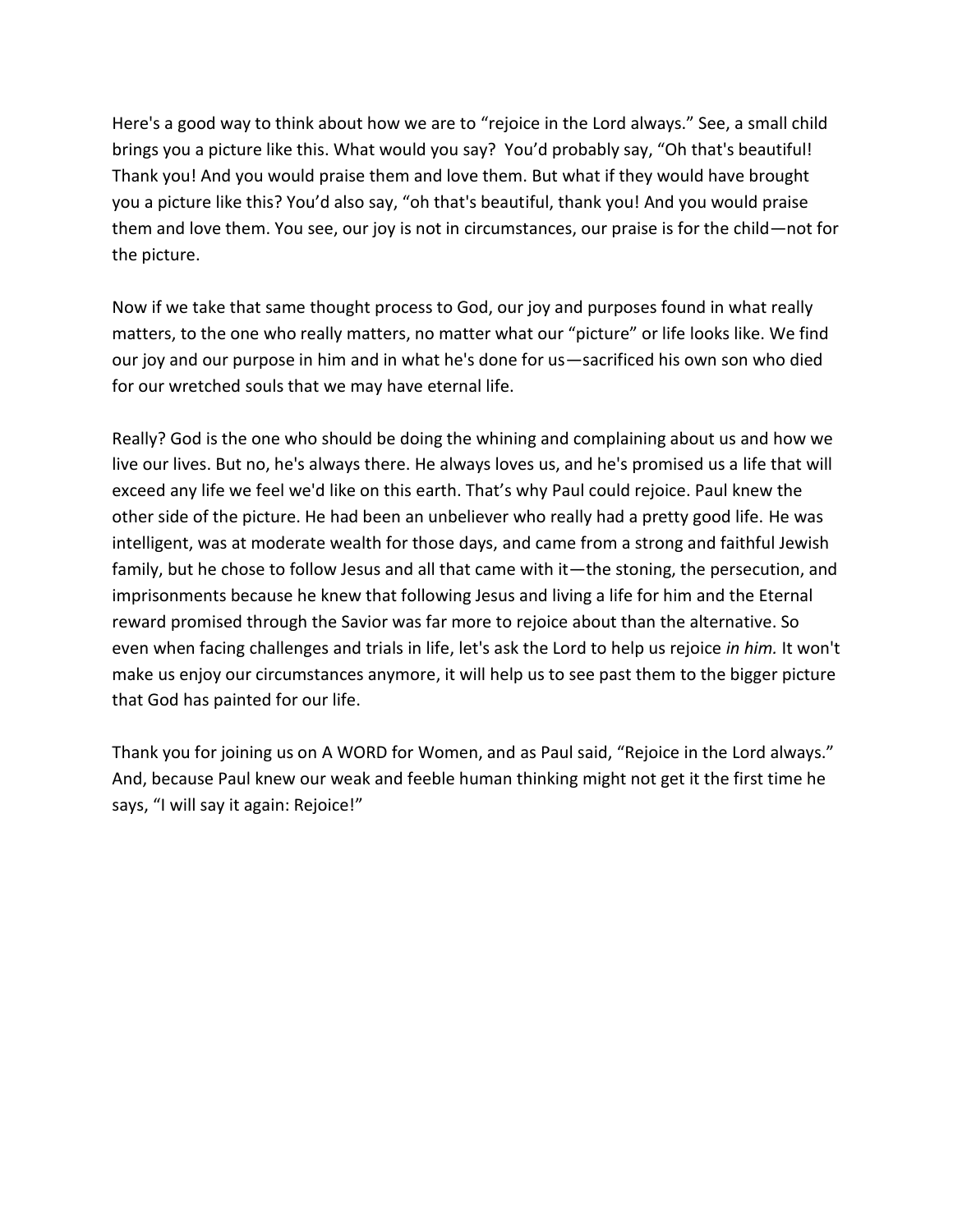Here's a good way to think about how we are to "rejoice in the Lord always." See, a small child brings you a picture like this. What would you say? You'd probably say, "Oh that's beautiful! Thank you! And you would praise them and love them. But what if they would have brought you a picture like this? You'd also say, "oh that's beautiful, thank you! And you would praise them and love them. You see, our joy is not in circumstances, our praise is for the child—not for the picture.

Now if we take that same thought process to God, our joy and purposes found in what really matters, to the one who really matters, no matter what our "picture" or life looks like. We find our joy and our purpose in him and in what he's done for us—sacrificed his own son who died for our wretched souls that we may have eternal life.

Really? God is the one who should be doing the whining and complaining about us and how we live our lives. But no, he's always there. He always loves us, and he's promised us a life that will exceed any life we feel we'd like on this earth. That's why Paul could rejoice. Paul knew the other side of the picture. He had been an unbeliever who really had a pretty good life. He was intelligent, was at moderate wealth for those days, and came from a strong and faithful Jewish family, but he chose to follow Jesus and all that came with it—the stoning, the persecution, and imprisonments because he knew that following Jesus and living a life for him and the Eternal reward promised through the Savior was far more to rejoice about than the alternative. So even when facing challenges and trials in life, let's ask the Lord to help us rejoice *in him.* It won't make us enjoy our circumstances anymore, it will help us to see past them to the bigger picture that God has painted for our life.

Thank you for joining us on A WORD for Women, and as Paul said, "Rejoice in the Lord always." And, because Paul knew our weak and feeble human thinking might not get it the first time he says, "I will say it again: Rejoice!"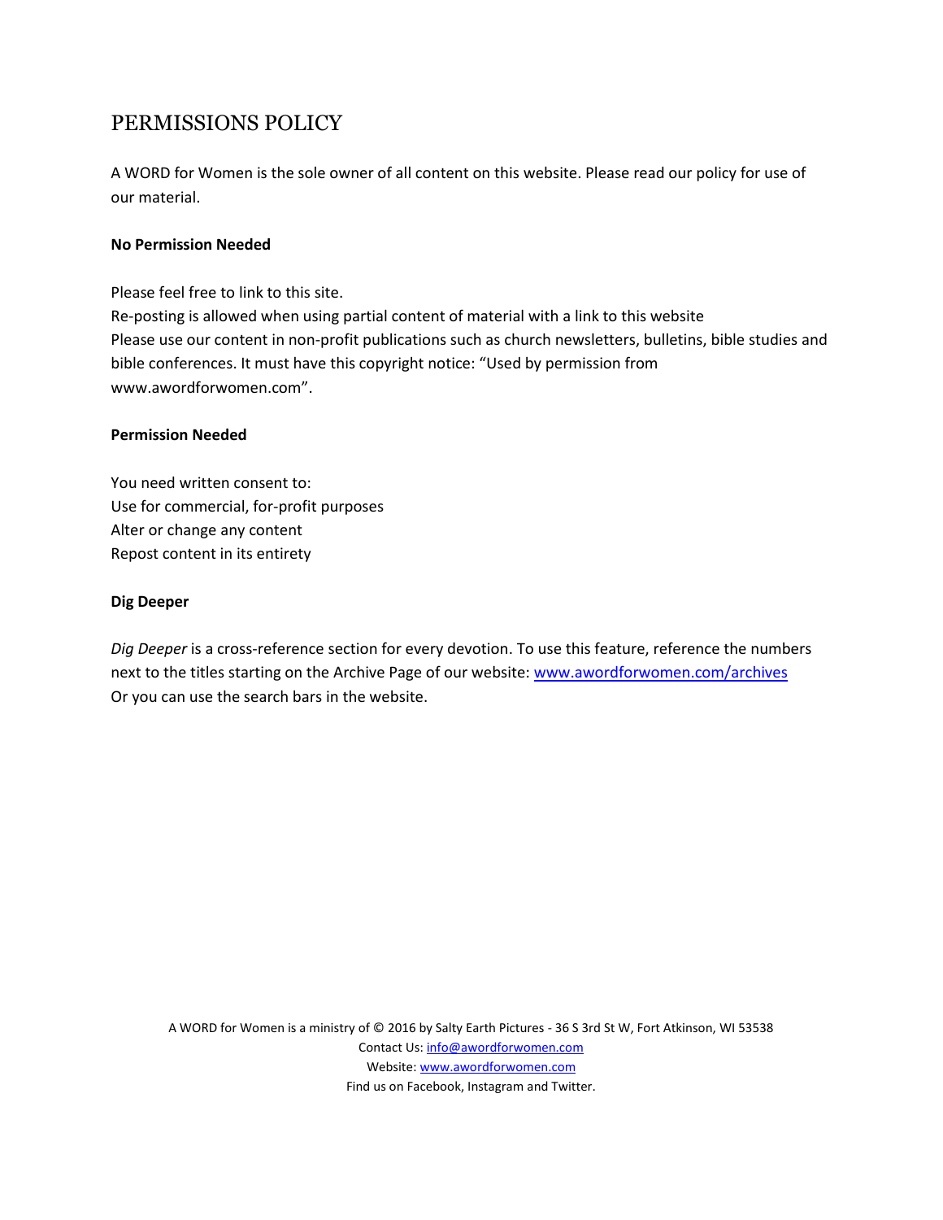# PERMISSIONS POLICY

A WORD for Women is the sole owner of all content on this website. Please read our policy for use of our material.

**No Permission Needed**

Please feel free to link to this site.
Re-posting is allowed when using partial content of material with a link to this website
Please use our content in non-profit publications such as church newsletters, bulletins, bible studies and bible conferences. It must have this copyright notice: "Used by permission from www.awordforwomen.com".

**Permission Needed**

You need written consent to:
Use for commercial, for-profit purposes
Alter or change any content
Repost content in its entirety

**Dig Deeper**

*Dig Deeper* is a cross-reference section for every devotion. To use this feature, reference the numbers next to the titles starting on the Archive Page of our website: www.awordforwomen.com/archives
Or you can use the search bars in the website.

A WORD for Women is a ministry of © 2016 by Salty Earth Pictures - 36 S 3rd St W, Fort Atkinson, WI 53538
Contact Us: info@awordforwomen.com
Website: www.awordforwomen.com
Find us on Facebook, Instagram and Twitter.